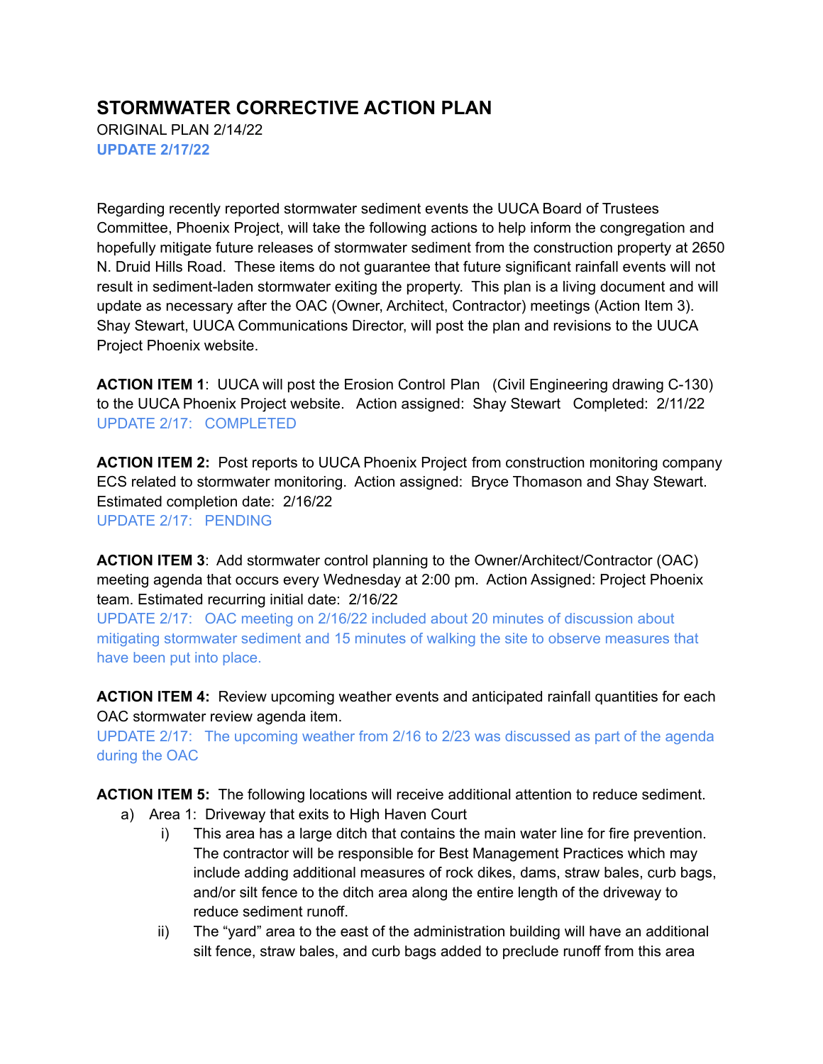# STORMWATER CORRECTIVE ACTION PLAN

ORIGINAL PLAN 2/14/22

**UPDATE 2/17/22**

Regarding recently reported stormwater sediment events the UUCA Board of Trustees Committee, Phoenix Project, will take the following actions to help inform the congregation and hopefully mitigate future releases of stormwater sediment from the construction property at 2650 N. Druid Hills Road. These items do not guarantee that future significant rainfall events will not result in sediment-laden stormwater exiting the property. This plan is a living document and will update as necessary after the OAC (Owner, Architect, Contractor) meetings (Action Item 3). Shay Stewart, UUCA Communications Director, will post the plan and revisions to the UUCA Project Phoenix website.

**ACTION ITEM 1**: UUCA will post the Erosion Control Plan (Civil Engineering drawing C-130) to the UUCA Phoenix Project website. Action assigned: Shay Stewart Completed: 2/11/22

UPDATE 2/17: COMPLETED

**ACTION ITEM 2:** Post reports to UUCA Phoenix Project from construction monitoring company ECS related to stormwater monitoring. Action assigned: Bryce Thomason and Shay Stewart. Estimated completion date: 2/16/22

UPDATE 2/17: PENDING

**ACTION ITEM 3**: Add stormwater control planning to the Owner/Architect/Contractor (OAC) meeting agenda that occurs every Wednesday at 2:00 pm. Action Assigned: Project Phoenix team. Estimated recurring initial date: 2/16/22

UPDATE 2/17: OAC meeting on 2/16/22 included about 20 minutes of discussion about mitigating stormwater sediment and 15 minutes of walking the site to observe measures that have been put into place.

**ACTION ITEM 4:** Review upcoming weather events and anticipated rainfall quantities for each OAC stormwater review agenda item.

UPDATE 2/17: The upcoming weather from 2/16 to 2/23 was discussed as part of the agenda during the OAC

**ACTION ITEM 5:** The following locations will receive additional attention to reduce sediment.

a) Area 1: Driveway that exits to High Haven Court
   i) This area has a large ditch that contains the main water line for fire prevention. The contractor will be responsible for Best Management Practices which may include adding additional measures of rock dikes, dams, straw bales, curb bags, and/or silt fence to the ditch area along the entire length of the driveway to reduce sediment runoff.
   ii) The "yard" area to the east of the administration building will have an additional silt fence, straw bales, and curb bags added to preclude runoff from this area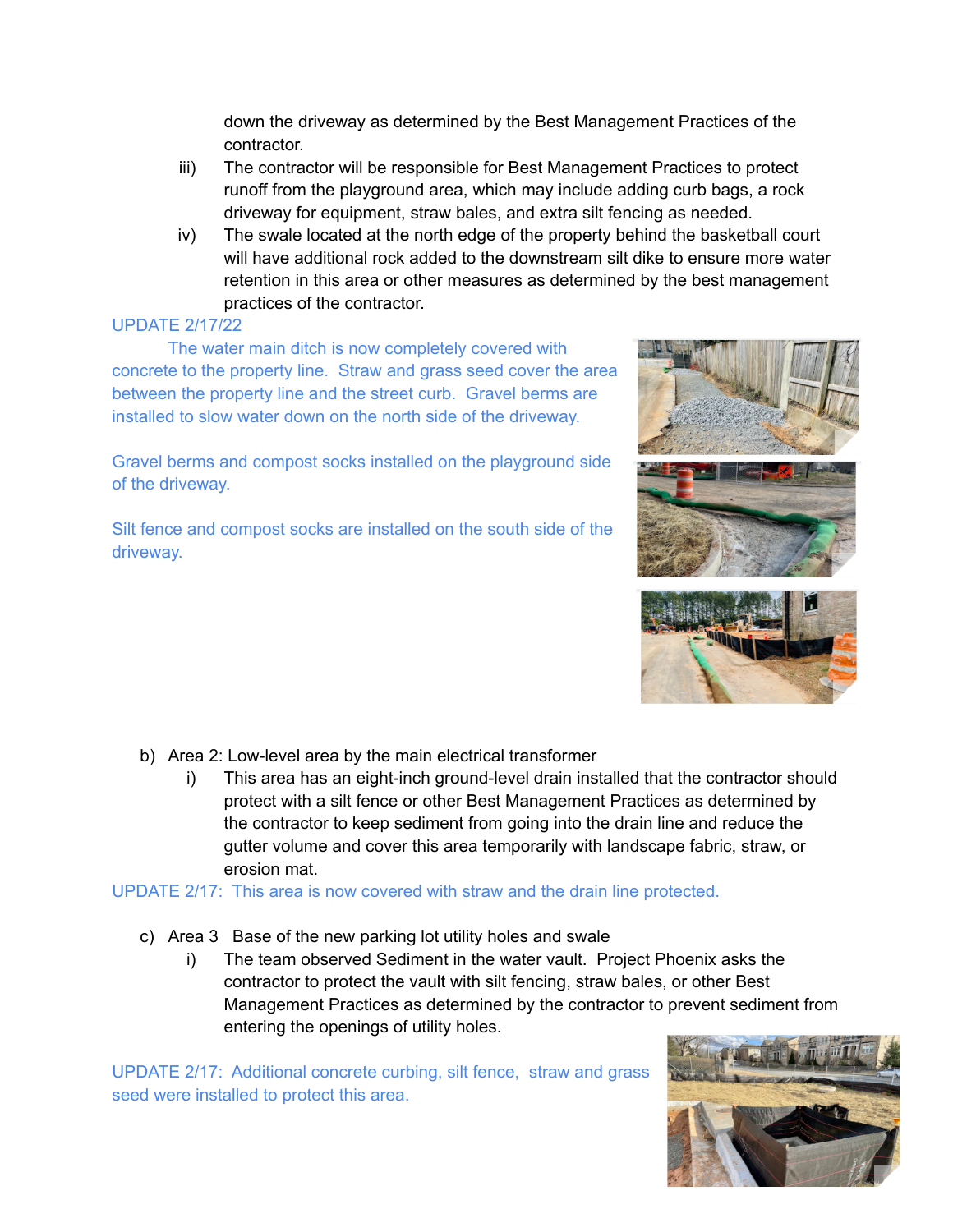down the driveway as determined by the Best Management Practices of the contractor.

iii) The contractor will be responsible for Best Management Practices to protect runoff from the playground area, which may include adding curb bags, a rock driveway for equipment, straw bales, and extra silt fencing as needed.

iv) The swale located at the north edge of the property behind the basketball court will have additional rock added to the downstream silt dike to ensure more water retention in this area or other measures as determined by the best management practices of the contractor.

UPDATE 2/17/22

The water main ditch is now completely covered with concrete to the property line. Straw and grass seed cover the area between the property line and the street curb. Gravel berms are installed to slow water down on the north side of the driveway.

Gravel berms and compost socks installed on the playground side of the driveway.

Silt fence and compost socks are installed on the south side of the driveway.

b) Area 2: Low-level area by the main electrical transformer

i) This area has an eight-inch ground-level drain installed that the contractor should protect with a silt fence or other Best Management Practices as determined by the contractor to keep sediment from going into the drain line and reduce the gutter volume and cover this area temporarily with landscape fabric, straw, or erosion mat.

UPDATE 2/17: This area is now covered with straw and the drain line protected.

c) Area 3 Base of the new parking lot utility holes and swale

i) The team observed Sediment in the water vault. Project Phoenix asks the contractor to protect the vault with silt fencing, straw bales, or other Best Management Practices as determined by the contractor to prevent sediment from entering the openings of utility holes.

UPDATE 2/17: Additional concrete curbing, silt fence, straw and grass seed were installed to protect this area.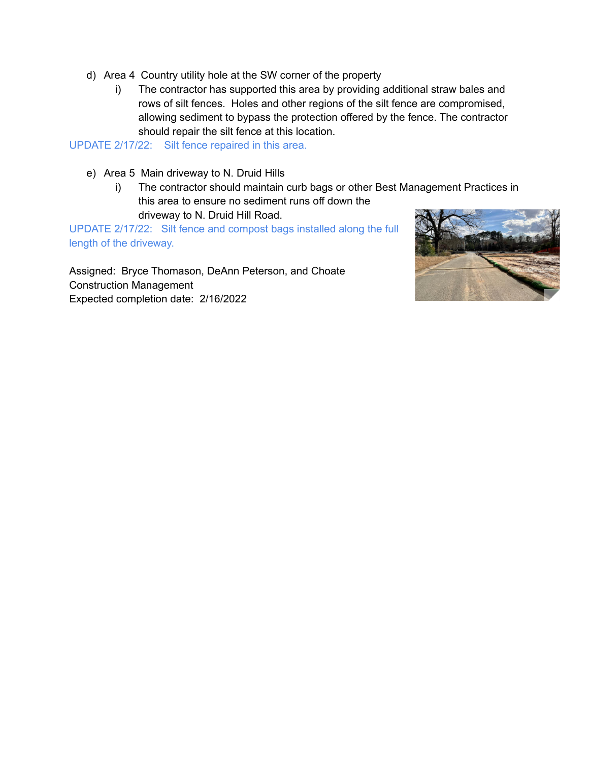d) Area 4 Country utility hole at the SW corner of the property
   i) The contractor has supported this area by providing additional straw bales and rows of silt fences. Holes and other regions of the silt fence are compromised, allowing sediment to bypass the protection offered by the fence. The contractor should repair the silt fence at this location.

UPDATE 2/17/22: Silt fence repaired in this area.

e) Area 5 Main driveway to N. Druid Hills
   i) The contractor should maintain curb bags or other Best Management Practices in this area to ensure no sediment runs off down the driveway to N. Druid Hill Road.

UPDATE 2/17/22: Silt fence and compost bags installed along the full length of the driveway.

Assigned: Bryce Thomason, DeAnn Peterson, and Choate Construction Management
Expected completion date: 2/16/2022